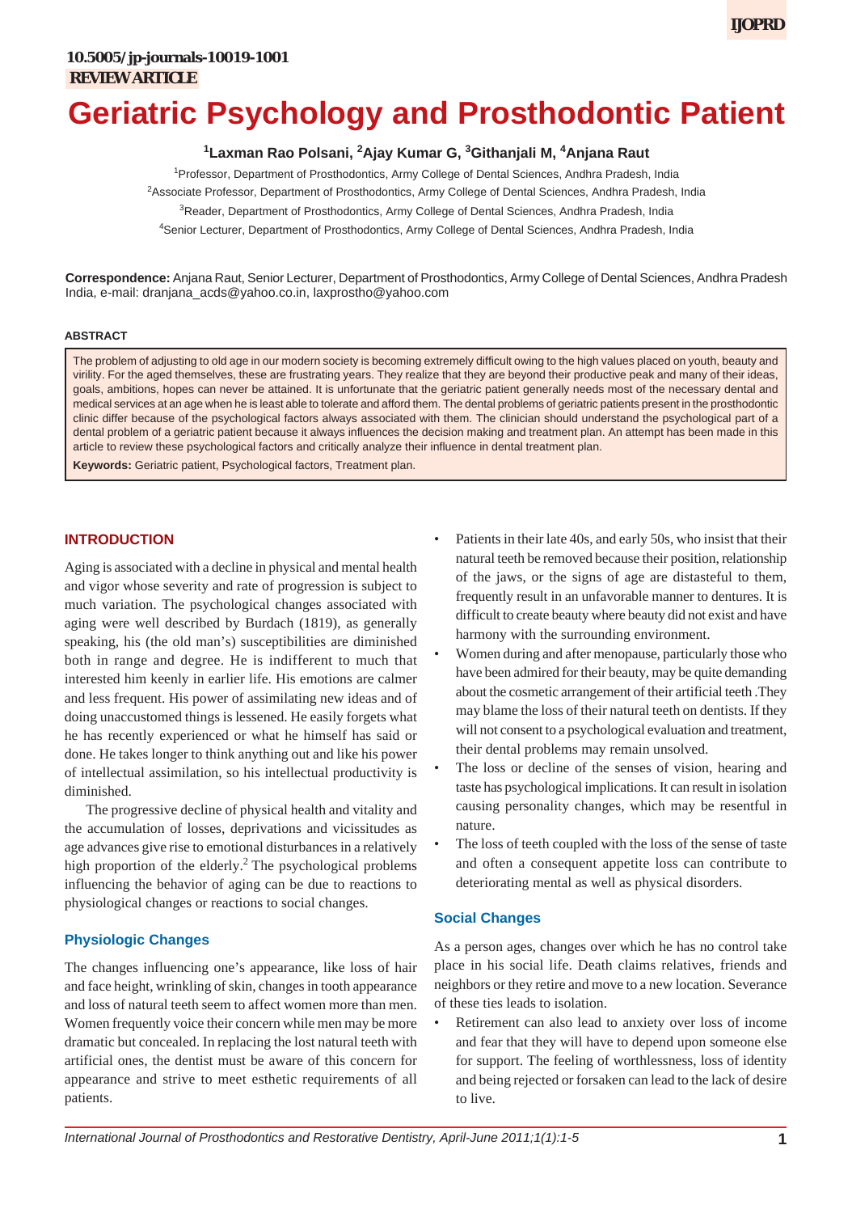10.5005/jp-journals-10019-1001

**REVIEW ARTICLE**

# Geriatric Psychology and Prosthodontic Patient

**[1]Laxman Rao Polsani, [2]Ajay Kumar G, [3]Githanjali M, [4]Anjana Raut**

[1]Professor, Department of Prosthodontics, Army College of Dental Sciences, Andhra Pradesh, India

[2]Associate Professor, Department of Prosthodontics, Army College of Dental Sciences, Andhra Pradesh, India

[3]Reader, Department of Prosthodontics, Army College of Dental Sciences, Andhra Pradesh, India

[4]Senior Lecturer, Department of Prosthodontics, Army College of Dental Sciences, Andhra Pradesh, India

**Correspondence:** Anjana Raut, Senior Lecturer, Department of Prosthodontics, Army College of Dental Sciences, Andhra Pradesh India, e-mail: dranjana_acds@yahoo.co.in, laxprostho@yahoo.com

**ABSTRACT**

The problem of adjusting to old age in our modern society is becoming extremely difficult owing to the high values placed on youth, beauty and virility. For the aged themselves, these are frustrating years. They realize that they are beyond their productive peak and many of their ideas, goals, ambitions, hopes can never be attained. It is unfortunate that the geriatric patient generally needs most of the necessary dental and medical services at an age when he is least able to tolerate and afford them. The dental problems of geriatric patients present in the prosthodontic clinic differ because of the psychological factors always associated with them. The clinician should understand the psychological part of a dental problem of a geriatric patient because it always influences the decision making and treatment plan. An attempt has been made in this article to review these psychological factors and critically analyze their influence in dental treatment plan.

**Keywords:** Geriatric patient, Psychological factors, Treatment plan.

## INTRODUCTION

Aging is associated with a decline in physical and mental health and vigor whose severity and rate of progression is subject to much variation. The psychological changes associated with aging were well described by Burdach (1819), as generally speaking, his (the old man's) susceptibilities are diminished both in range and degree. He is indifferent to much that interested him keenly in earlier life. His emotions are calmer and less frequent. His power of assimilating new ideas and of doing unaccustomed things is lessened. He easily forgets what he has recently experienced or what he himself has said or done. He takes longer to think anything out and like his power of intellectual assimilation, so his intellectual productivity is diminished.

The progressive decline of physical health and vitality and the accumulation of losses, deprivations and vicissitudes as age advances give rise to emotional disturbances in a relatively high proportion of the elderly.[2] The psychological problems influencing the behavior of aging can be due to reactions to physiological changes or reactions to social changes.

### Physiologic Changes

The changes influencing one's appearance, like loss of hair and face height, wrinkling of skin, changes in tooth appearance and loss of natural teeth seem to affect women more than men. Women frequently voice their concern while men may be more dramatic but concealed. In replacing the lost natural teeth with artificial ones, the dentist must be aware of this concern for appearance and strive to meet esthetic requirements of all patients.

- Patients in their late 40s, and early 50s, who insist that their natural teeth be removed because their position, relationship of the jaws, or the signs of age are distasteful to them, frequently result in an unfavorable manner to dentures. It is difficult to create beauty where beauty did not exist and have harmony with the surrounding environment.
- Women during and after menopause, particularly those who have been admired for their beauty, may be quite demanding about the cosmetic arrangement of their artificial teeth .They may blame the loss of their natural teeth on dentists. If they will not consent to a psychological evaluation and treatment, their dental problems may remain unsolved.
- The loss or decline of the senses of vision, hearing and taste has psychological implications. It can result in isolation causing personality changes, which may be resentful in nature.
- The loss of teeth coupled with the loss of the sense of taste and often a consequent appetite loss can contribute to deteriorating mental as well as physical disorders.

### Social Changes

As a person ages, changes over which he has no control take place in his social life. Death claims relatives, friends and neighbors or they retire and move to a new location. Severance of these ties leads to isolation.

- Retirement can also lead to anxiety over loss of income and fear that they will have to depend upon someone else for support. The feeling of worthlessness, loss of identity and being rejected or forsaken can lead to the lack of desire to live.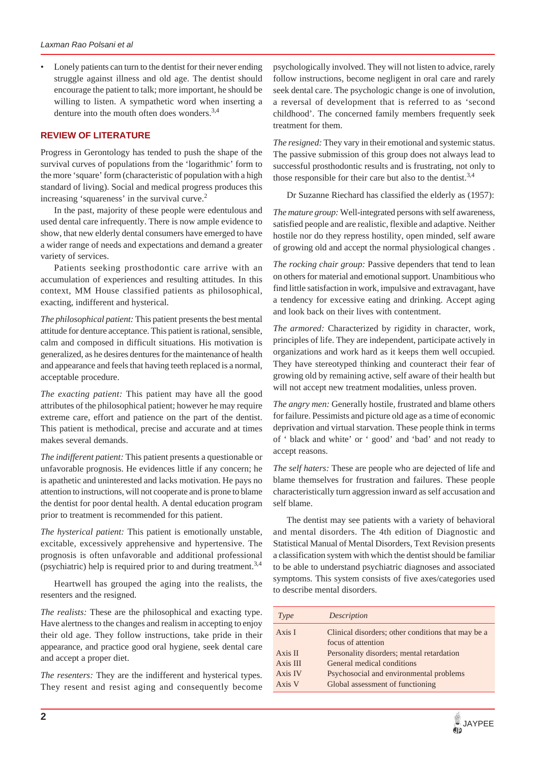- Lonely patients can turn to the dentist for their never ending struggle against illness and old age. The dentist should encourage the patient to talk; more important, he should be willing to listen. A sympathetic word when inserting a denture into the mouth often does wonders.[3,4]

## REVIEW OF LITERATURE

Progress in Gerontology has tended to push the shape of the survival curves of populations from the 'logarithmic' form to the more 'square' form (characteristic of population with a high standard of living). Social and medical progress produces this increasing 'squareness' in the survival curve.[2]

In the past, majority of these people were edentulous and used dental care infrequently. There is now ample evidence to show, that new elderly dental consumers have emerged to have a wider range of needs and expectations and demand a greater variety of services.

Patients seeking prosthodontic care arrive with an accumulation of experiences and resulting attitudes. In this context, MM House classified patients as philosophical, exacting, indifferent and hysterical.

*The philosophical patient:* This patient presents the best mental attitude for denture acceptance. This patient is rational, sensible, calm and composed in difficult situations. His motivation is generalized, as he desires dentures for the maintenance of health and appearance and feels that having teeth replaced is a normal, acceptable procedure.

*The exacting patient:* This patient may have all the good attributes of the philosophical patient; however he may require extreme care, effort and patience on the part of the dentist. This patient is methodical, precise and accurate and at times makes several demands.

*The indifferent patient:* This patient presents a questionable or unfavorable prognosis. He evidences little if any concern; he is apathetic and uninterested and lacks motivation. He pays no attention to instructions, will not cooperate and is prone to blame the dentist for poor dental health. A dental education program prior to treatment is recommended for this patient.

*The hysterical patient:* This patient is emotionally unstable, excitable, excessively apprehensive and hypertensive. The prognosis is often unfavorable and additional professional (psychiatric) help is required prior to and during treatment.[3,4]

Heartwell has grouped the aging into the realists, the resenters and the resigned.

*The realists:* These are the philosophical and exacting type. Have alertness to the changes and realism in accepting to enjoy their old age. They follow instructions, take pride in their appearance, and practice good oral hygiene, seek dental care and accept a proper diet.

*The resenters:* They are the indifferent and hysterical types. They resent and resist aging and consequently become psychologically involved. They will not listen to advice, rarely follow instructions, become negligent in oral care and rarely seek dental care. The psychologic change is one of involution, a reversal of development that is referred to as 'second childhood'. The concerned family members frequently seek treatment for them.

*The resigned:* They vary in their emotional and systemic status. The passive submission of this group does not always lead to successful prosthodontic results and is frustrating, not only to those responsible for their care but also to the dentist.[3,4]

Dr Suzanne Riechard has classified the elderly as (1957):

*The mature group:* Well-integrated persons with self awareness, satisfied people and are realistic, flexible and adaptive. Neither hostile nor do they repress hostility, open minded, self aware of growing old and accept the normal physiological changes .

*The rocking chair group:* Passive dependers that tend to lean on others for material and emotional support. Unambitious who find little satisfaction in work, impulsive and extravagant, have a tendency for excessive eating and drinking. Accept aging and look back on their lives with contentment.

*The armored:* Characterized by rigidity in character, work, principles of life. They are independent, participate actively in organizations and work hard as it keeps them well occupied. They have stereotyped thinking and counteract their fear of growing old by remaining active, self aware of their health but will not accept new treatment modalities, unless proven.

*The angry men:* Generally hostile, frustrated and blame others for failure. Pessimists and picture old age as a time of economic deprivation and virtual starvation. These people think in terms of ' black and white' or ' good' and 'bad' and not ready to accept reasons.

*The self haters:* These are people who are dejected of life and blame themselves for frustration and failures. These people characteristically turn aggression inward as self accusation and self blame.

The dentist may see patients with a variety of behavioral and mental disorders. The 4th edition of Diagnostic and Statistical Manual of Mental Disorders, Text Revision presents a classification system with which the dentist should be familiar to be able to understand psychiatric diagnoses and associated symptoms. This system consists of five axes/categories used to describe mental disorders.

| *Type* | *Description* |
|---|---|
| Axis I | Clinical disorders; other conditions that may be a focus of attention |
| Axis II | Personality disorders; mental retardation |
| Axis III | General medical conditions |
| Axis IV | Psychosocial and environmental problems |
| Axis V | Global assessment of functioning |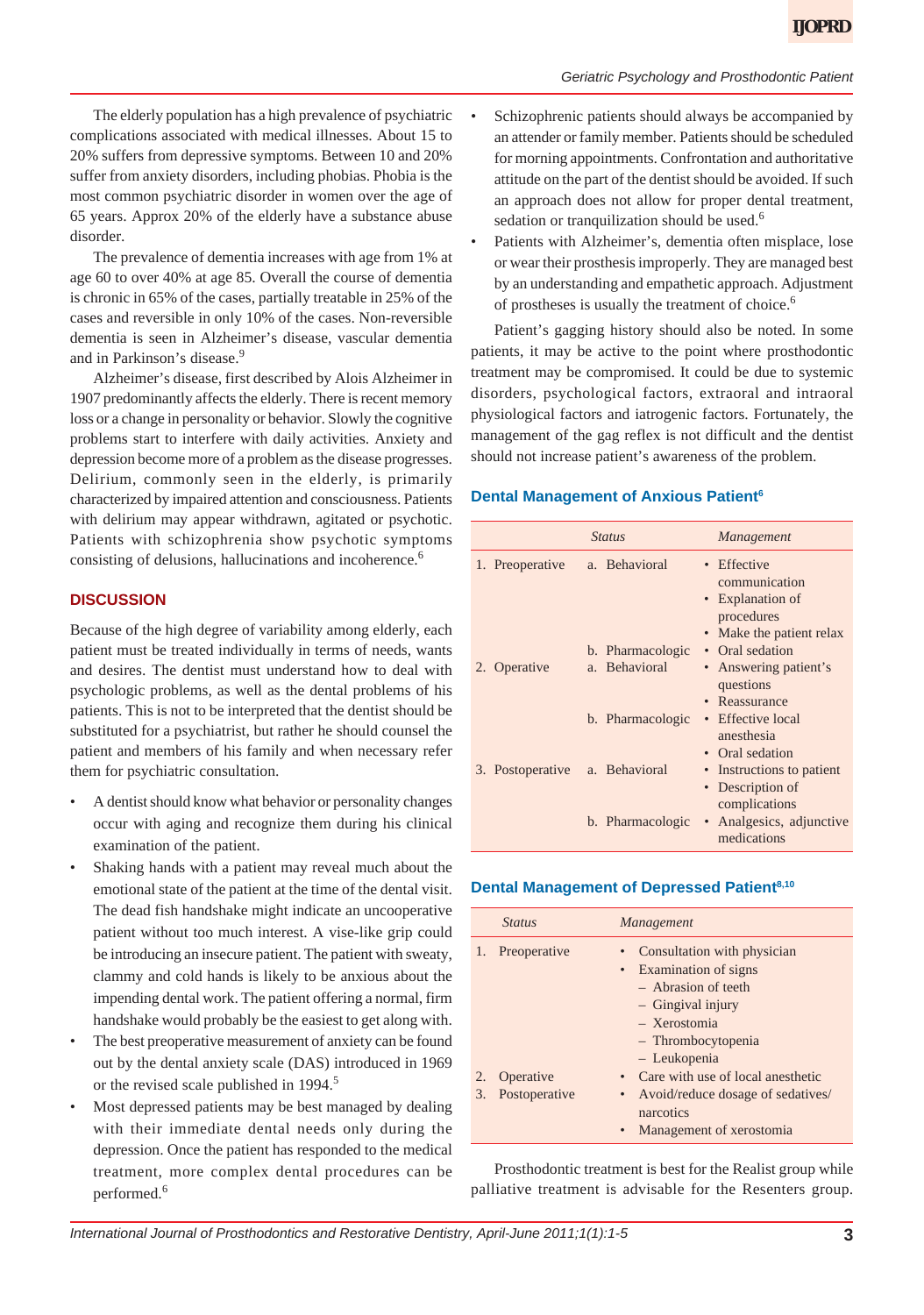The elderly population has a high prevalence of psychiatric complications associated with medical illnesses. About 15 to 20% suffers from depressive symptoms. Between 10 and 20% suffer from anxiety disorders, including phobias. Phobia is the most common psychiatric disorder in women over the age of 65 years. Approx 20% of the elderly have a substance abuse disorder.

The prevalence of dementia increases with age from 1% at age 60 to over 40% at age 85. Overall the course of dementia is chronic in 65% of the cases, partially treatable in 25% of the cases and reversible in only 10% of the cases. Non-reversible dementia is seen in Alzheimer's disease, vascular dementia and in Parkinson's disease.[9]

Alzheimer's disease, first described by Alois Alzheimer in 1907 predominantly affects the elderly. There is recent memory loss or a change in personality or behavior. Slowly the cognitive problems start to interfere with daily activities. Anxiety and depression become more of a problem as the disease progresses. Delirium, commonly seen in the elderly, is primarily characterized by impaired attention and consciousness. Patients with delirium may appear withdrawn, agitated or psychotic. Patients with schizophrenia show psychotic symptoms consisting of delusions, hallucinations and incoherence.[6]

## DISCUSSION

Because of the high degree of variability among elderly, each patient must be treated individually in terms of needs, wants and desires. The dentist must understand how to deal with psychologic problems, as well as the dental problems of his patients. This is not to be interpreted that the dentist should be substituted for a psychiatrist, but rather he should counsel the patient and members of his family and when necessary refer them for psychiatric consultation.

- A dentist should know what behavior or personality changes occur with aging and recognize them during his clinical examination of the patient.
- Shaking hands with a patient may reveal much about the emotional state of the patient at the time of the dental visit. The dead fish handshake might indicate an uncooperative patient without too much interest. A vise-like grip could be introducing an insecure patient. The patient with sweaty, clammy and cold hands is likely to be anxious about the impending dental work. The patient offering a normal, firm handshake would probably be the easiest to get along with.
- The best preoperative measurement of anxiety can be found out by the dental anxiety scale (DAS) introduced in 1969 or the revised scale published in 1994.[5]
- Most depressed patients may be best managed by dealing with their immediate dental needs only during the depression. Once the patient has responded to the medical treatment, more complex dental procedures can be performed.[6]
- Schizophrenic patients should always be accompanied by an attender or family member. Patients should be scheduled for morning appointments. Confrontation and authoritative attitude on the part of the dentist should be avoided. If such an approach does not allow for proper dental treatment, sedation or tranquilization should be used.[6]
- Patients with Alzheimer's, dementia often misplace, lose or wear their prosthesis improperly. They are managed best by an understanding and empathetic approach. Adjustment of prostheses is usually the treatment of choice.[6]

Patient's gagging history should also be noted. In some patients, it may be active to the point where prosthodontic treatment may be compromised. It could be due to systemic disorders, psychological factors, extraoral and intraoral physiological factors and iatrogenic factors. Fortunately, the management of the gag reflex is not difficult and the dentist should not increase patient's awareness of the problem.

### Dental Management of Anxious Patient[6]

| *Status* | | *Management* |
|---|---|---|
| 1. Preoperative | a. Behavioral | • Effective communication • Explanation of procedures • Make the patient relax |
| | b. Pharmacologic | • Oral sedation |
| 2. Operative | a. Behavioral | • Answering patient's questions • Reassurance |
| | b. Pharmacologic | • Effective local anesthesia • Oral sedation |
| 3. Postoperative | a. Behavioral | • Instructions to patient • Description of complications |
| | b. Pharmacologic | • Analgesics, adjunctive medications |

### Dental Management of Depressed Patient[8,10]

| *Status* | *Management* |
|---|---|
| 1. Preoperative | • Consultation with physician • Examination of signs – Abrasion of teeth – Gingival injury – Xerostomia – Thrombocytopenia – Leukopenia |
| 2. Operative | • Care with use of local anesthetic |
| 3. Postoperative | • Avoid/reduce dosage of sedatives/narcotics • Management of xerostomia |

Prosthodontic treatment is best for the Realist group while palliative treatment is advisable for the Resenters group.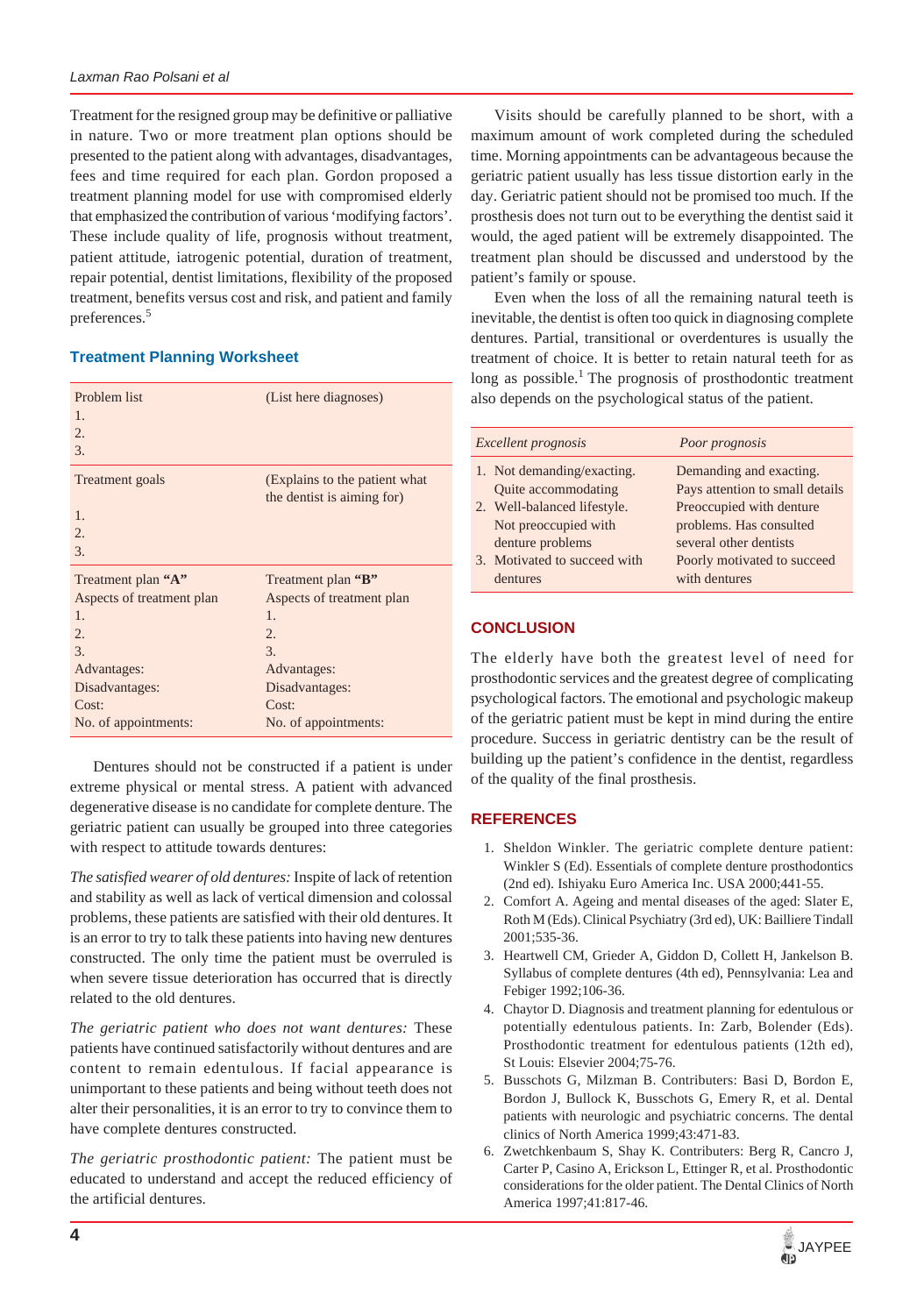Treatment for the resigned group may be definitive or palliative in nature. Two or more treatment plan options should be presented to the patient along with advantages, disadvantages, fees and time required for each plan. Gordon proposed a treatment planning model for use with compromised elderly that emphasized the contribution of various 'modifying factors'. These include quality of life, prognosis without treatment, patient attitude, iatrogenic potential, duration of treatment, repair potential, dentist limitations, flexibility of the proposed treatment, benefits versus cost and risk, and patient and family preferences.[5]

### Treatment Planning Worksheet

| | |
|---|---|
| Problem list<br>1.<br>2.<br>3. | (List here diagnoses) |
| Treatment goals<br><br>1.<br>2.<br>3. | (Explains to the patient what the dentist is aiming for) |
| Treatment plan **"A"**<br>Aspects of treatment plan<br>1.<br>2.<br>3.<br>Advantages:<br>Disadvantages:<br>Cost:<br>No. of appointments: | Treatment plan **"B"**<br>Aspects of treatment plan<br>1.<br>2.<br>3.<br>Advantages:<br>Disadvantages:<br>Cost:<br>No. of appointments: |

Dentures should not be constructed if a patient is under extreme physical or mental stress. A patient with advanced degenerative disease is no candidate for complete denture. The geriatric patient can usually be grouped into three categories with respect to attitude towards dentures:

*The satisfied wearer of old dentures:* Inspite of lack of retention and stability as well as lack of vertical dimension and colossal problems, these patients are satisfied with their old dentures. It is an error to try to talk these patients into having new dentures constructed. The only time the patient must be overruled is when severe tissue deterioration has occurred that is directly related to the old dentures.

*The geriatric patient who does not want dentures:* These patients have continued satisfactorily without dentures and are content to remain edentulous. If facial appearance is unimportant to these patients and being without teeth does not alter their personalities, it is an error to try to convince them to have complete dentures constructed.

*The geriatric prosthodontic patient:* The patient must be educated to understand and accept the reduced efficiency of the artificial dentures.

Visits should be carefully planned to be short, with a maximum amount of work completed during the scheduled time. Morning appointments can be advantageous because the geriatric patient usually has less tissue distortion early in the day. Geriatric patient should not be promised too much. If the prosthesis does not turn out to be everything the dentist said it would, the aged patient will be extremely disappointed. The treatment plan should be discussed and understood by the patient's family or spouse.

Even when the loss of all the remaining natural teeth is inevitable, the dentist is often too quick in diagnosing complete dentures. Partial, transitional or overdentures is usually the treatment of choice. It is better to retain natural teeth for as long as possible.[1] The prognosis of prosthodontic treatment also depends on the psychological status of the patient.

| *Excellent prognosis* | *Poor prognosis* |
|---|---|
| 1. Not demanding/exacting. Quite accommodating | Demanding and exacting. Pays attention to small details |
| 2. Well-balanced lifestyle. Not preoccupied with denture problems | Preoccupied with denture problems. Has consulted several other dentists |
| 3. Motivated to succeed with dentures | Poorly motivated to succeed with dentures |

## CONCLUSION

The elderly have both the greatest level of need for prosthodontic services and the greatest degree of complicating psychological factors. The emotional and psychologic makeup of the geriatric patient must be kept in mind during the entire procedure. Success in geriatric dentistry can be the result of building up the patient's confidence in the dentist, regardless of the quality of the final prosthesis.

## REFERENCES

1. Sheldon Winkler. The geriatric complete denture patient: Winkler S (Ed). Essentials of complete denture prosthodontics (2nd ed). Ishiyaku Euro America Inc. USA 2000;441-55.
2. Comfort A. Ageing and mental diseases of the aged: Slater E, Roth M (Eds). Clinical Psychiatry (3rd ed), UK: Bailliere Tindall 2001;535-36.
3. Heartwell CM, Grieder A, Giddon D, Collett H, Jankelson B. Syllabus of complete dentures (4th ed), Pennsylvania: Lea and Febiger 1992;106-36.
4. Chaytor D. Diagnosis and treatment planning for edentulous or potentially edentulous patients. In: Zarb, Bolender (Eds). Prosthodontic treatment for edentulous patients (12th ed), St Louis: Elsevier 2004;75-76.
5. Busschots G, Milzman B. Contributers: Basi D, Bordon E, Bordon J, Bullock K, Busschots G, Emery R, et al. Dental patients with neurologic and psychiatric concerns. The dental clinics of North America 1999;43:471-83.
6. Zwetchkenbaum S, Shay K. Contributers: Berg R, Cancro J, Carter P, Casino A, Erickson L, Ettinger R, et al. Prosthodontic considerations for the older patient. The Dental Clinics of North America 1997;41:817-46.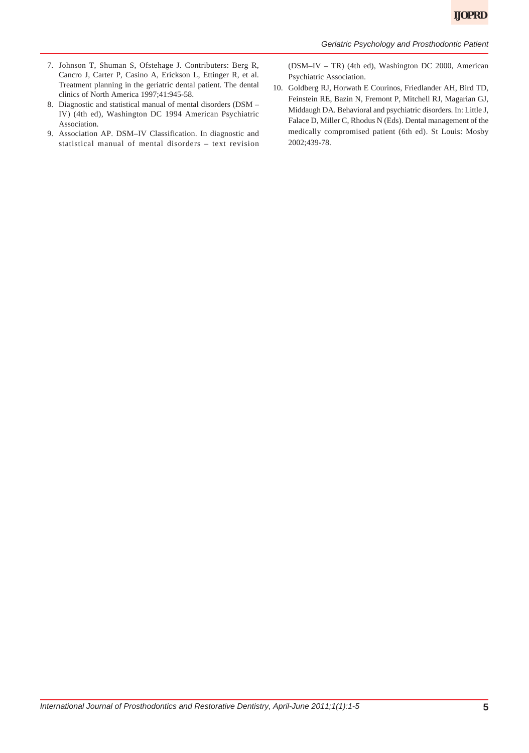7. Johnson T, Shuman S, Ofstehage J. Contributers: Berg R, Cancro J, Carter P, Casino A, Erickson L, Ettinger R, et al. Treatment planning in the geriatric dental patient. The dental clinics of North America 1997;41:945-58.
8. Diagnostic and statistical manual of mental disorders (DSM – IV) (4th ed), Washington DC 1994 American Psychiatric Association.
9. Association AP. DSM–IV Classification. In diagnostic and statistical manual of mental disorders – text revision (DSM–IV – TR) (4th ed), Washington DC 2000, American Psychiatric Association.
10. Goldberg RJ, Horwath E Courinos, Friedlander AH, Bird TD, Feinstein RE, Bazin N, Fremont P, Mitchell RJ, Magarian GJ, Middaugh DA. Behavioral and psychiatric disorders. In: Little J, Falace D, Miller C, Rhodus N (Eds). Dental management of the medically compromised patient (6th ed). St Louis: Mosby 2002;439-78.